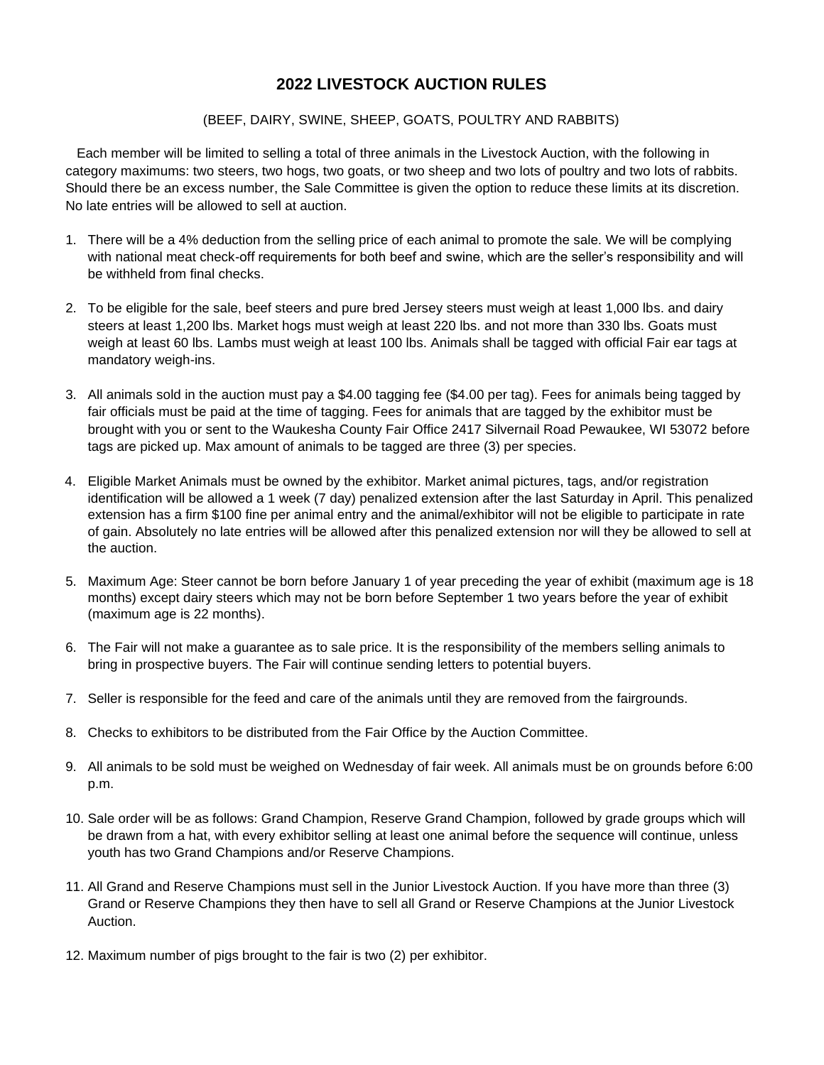# 2022 LIVESTOCK AUCTION RULES

(BEEF, DAIRY, SWINE, SHEEP, GOATS, POULTRY AND RABBITS)

Each member will be limited to selling a total of three animals in the Livestock Auction, with the following in category maximums: two steers, two hogs, two goats, or two sheep and two lots of poultry and two lots of rabbits. Should there be an excess number, the Sale Committee is given the option to reduce these limits at its discretion. No late entries will be allowed to sell at auction.

1. There will be a 4% deduction from the selling price of each animal to promote the sale. We will be complying with national meat check-off requirements for both beef and swine, which are the seller's responsibility and will be withheld from final checks.
2. To be eligible for the sale, beef steers and pure bred Jersey steers must weigh at least 1,000 lbs. and dairy steers at least 1,200 lbs. Market hogs must weigh at least 220 lbs. and not more than 330 lbs. Goats must weigh at least 60 lbs. Lambs must weigh at least 100 lbs. Animals shall be tagged with official Fair ear tags at mandatory weigh-ins.
3. All animals sold in the auction must pay a $4.00 tagging fee ($4.00 per tag). Fees for animals being tagged by fair officials must be paid at the time of tagging. Fees for animals that are tagged by the exhibitor must be brought with you or sent to the Waukesha County Fair Office 2417 Silvernail Road Pewaukee, WI 53072 before tags are picked up. Max amount of animals to be tagged are three (3) per species.
4. Eligible Market Animals must be owned by the exhibitor. Market animal pictures, tags, and/or registration identification will be allowed a 1 week (7 day) penalized extension after the last Saturday in April. This penalized extension has a firm $100 fine per animal entry and the animal/exhibitor will not be eligible to participate in rate of gain. Absolutely no late entries will be allowed after this penalized extension nor will they be allowed to sell at the auction.
5. Maximum Age: Steer cannot be born before January 1 of year preceding the year of exhibit (maximum age is 18 months) except dairy steers which may not be born before September 1 two years before the year of exhibit (maximum age is 22 months).
6. The Fair will not make a guarantee as to sale price. It is the responsibility of the members selling animals to bring in prospective buyers. The Fair will continue sending letters to potential buyers.
7. Seller is responsible for the feed and care of the animals until they are removed from the fairgrounds.
8. Checks to exhibitors to be distributed from the Fair Office by the Auction Committee.
9. All animals to be sold must be weighed on Wednesday of fair week. All animals must be on grounds before 6:00 p.m.
10. Sale order will be as follows: Grand Champion, Reserve Grand Champion, followed by grade groups which will be drawn from a hat, with every exhibitor selling at least one animal before the sequence will continue, unless youth has two Grand Champions and/or Reserve Champions.
11. All Grand and Reserve Champions must sell in the Junior Livestock Auction. If you have more than three (3) Grand or Reserve Champions they then have to sell all Grand or Reserve Champions at the Junior Livestock Auction.
12. Maximum number of pigs brought to the fair is two (2) per exhibitor.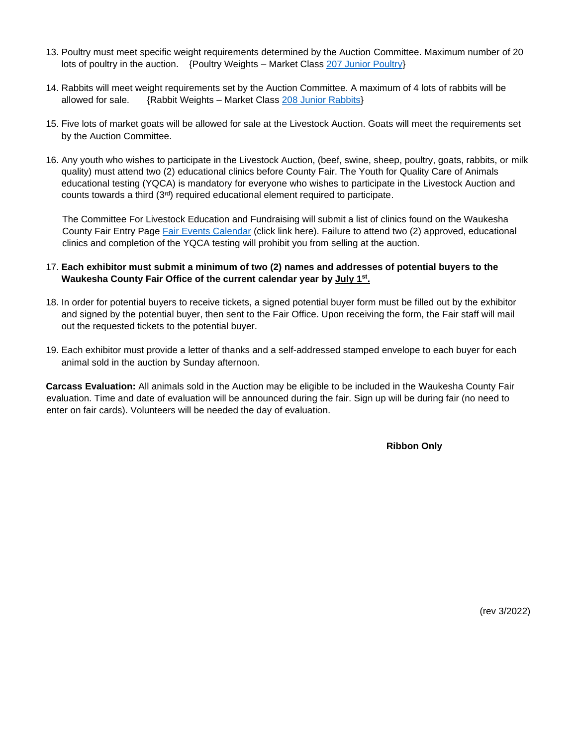13. Poultry must meet specific weight requirements determined by the Auction Committee. Maximum number of 20 lots of poultry in the auction. {Poultry Weights – Market Class [207 Junior Poultry]}

14. Rabbits will meet weight requirements set by the Auction Committee. A maximum of 4 lots of rabbits will be allowed for sale. {Rabbit Weights – Market Class [208 Junior Rabbits]}

15. Five lots of market goats will be allowed for sale at the Livestock Auction. Goats will meet the requirements set by the Auction Committee.

16. Any youth who wishes to participate in the Livestock Auction, (beef, swine, sheep, poultry, goats, rabbits, or milk quality) must attend two (2) educational clinics before County Fair. The Youth for Quality Care of Animals educational testing (YQCA) is mandatory for everyone who wishes to participate in the Livestock Auction and counts towards a third (3rd) required educational element required to participate.

    The Committee For Livestock Education and Fundraising will submit a list of clinics found on the Waukesha County Fair Entry Page Fair Events Calendar (click link here). Failure to attend two (2) approved, educational clinics and completion of the YQCA testing will prohibit you from selling at the auction.

17. **Each exhibitor must submit a minimum of two (2) names and addresses of potential buyers to the Waukesha County Fair Office of the current calendar year by July 1st.**

18. In order for potential buyers to receive tickets, a signed potential buyer form must be filled out by the exhibitor and signed by the potential buyer, then sent to the Fair Office. Upon receiving the form, the Fair staff will mail out the requested tickets to the potential buyer.

19. Each exhibitor must provide a letter of thanks and a self-addressed stamped envelope to each buyer for each animal sold in the auction by Sunday afternoon.

**Carcass Evaluation:** All animals sold in the Auction may be eligible to be included in the Waukesha County Fair evaluation. Time and date of evaluation will be announced during the fair. Sign up will be during fair (no need to enter on fair cards). Volunteers will be needed the day of evaluation.

**Ribbon Only**

(rev 3/2022)